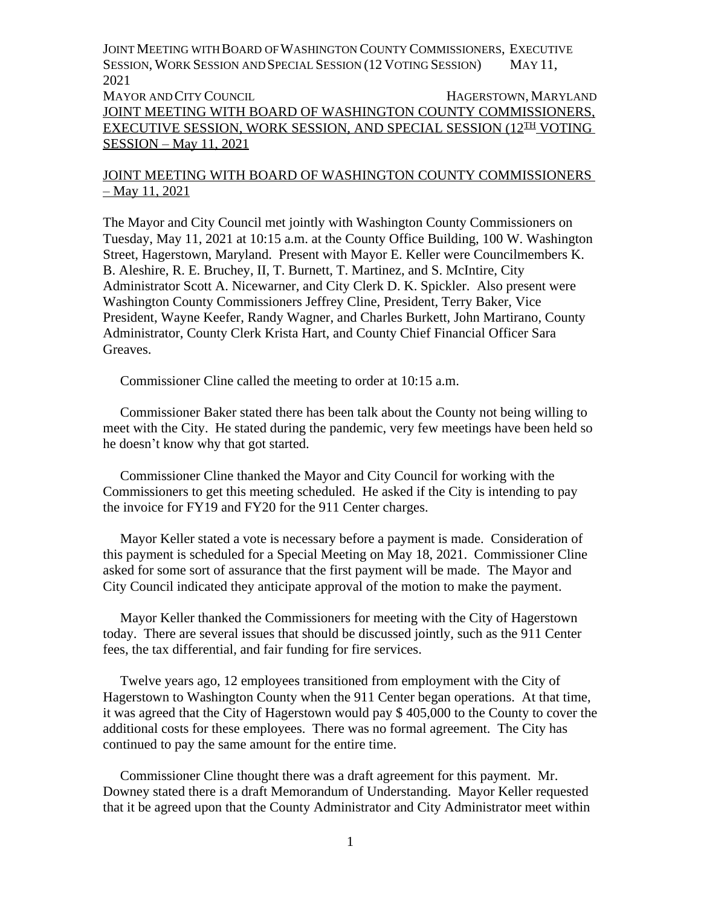MAYOR AND CITY COUNCIL HAGERSTOWN, MARYLAND

JOINT MEETING WITH BOARD OF WASHINGTON COUNTY COMMISSIONERS, EXECUTIVE SESSION, WORK SESSION, AND SPECIAL SESSION (12TH VOTING SESSION – May 11, 2021

JOINT MEETING WITH BOARD OF WASHINGTON COUNTY COMMISSIONERS – May 11, 2021

The Mayor and City Council met jointly with Washington County Commissioners on Tuesday, May 11, 2021 at 10:15 a.m. at the County Office Building, 100 W. Washington Street, Hagerstown, Maryland. Present with Mayor E. Keller were Councilmembers K. B. Aleshire, R. E. Bruchey, II, T. Burnett, T. Martinez, and S. McIntire, City Administrator Scott A. Nicewarner, and City Clerk D. K. Spickler. Also present were Washington County Commissioners Jeffrey Cline, President, Terry Baker, Vice President, Wayne Keefer, Randy Wagner, and Charles Burkett, John Martirano, County Administrator, County Clerk Krista Hart, and County Chief Financial Officer Sara Greaves.

Commissioner Cline called the meeting to order at 10:15 a.m.

Commissioner Baker stated there has been talk about the County not being willing to meet with the City. He stated during the pandemic, very few meetings have been held so he doesn't know why that got started.

Commissioner Cline thanked the Mayor and City Council for working with the Commissioners to get this meeting scheduled. He asked if the City is intending to pay the invoice for FY19 and FY20 for the 911 Center charges.

Mayor Keller stated a vote is necessary before a payment is made. Consideration of this payment is scheduled for a Special Meeting on May 18, 2021. Commissioner Cline asked for some sort of assurance that the first payment will be made. The Mayor and City Council indicated they anticipate approval of the motion to make the payment.

Mayor Keller thanked the Commissioners for meeting with the City of Hagerstown today. There are several issues that should be discussed jointly, such as the 911 Center fees, the tax differential, and fair funding for fire services.

Twelve years ago, 12 employees transitioned from employment with the City of Hagerstown to Washington County when the 911 Center began operations. At that time, it was agreed that the City of Hagerstown would pay $ 405,000 to the County to cover the additional costs for these employees. There was no formal agreement. The City has continued to pay the same amount for the entire time.

Commissioner Cline thought there was a draft agreement for this payment. Mr. Downey stated there is a draft Memorandum of Understanding. Mayor Keller requested that it be agreed upon that the County Administrator and City Administrator meet within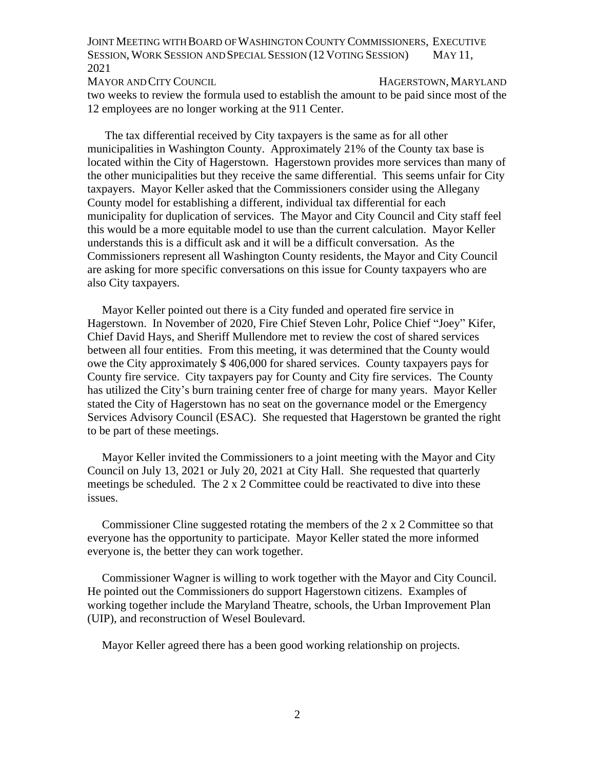two weeks to review the formula used to establish the amount to be paid since most of the 12 employees are no longer working at the 911 Center.

The tax differential received by City taxpayers is the same as for all other municipalities in Washington County. Approximately 21% of the County tax base is located within the City of Hagerstown. Hagerstown provides more services than many of the other municipalities but they receive the same differential. This seems unfair for City taxpayers. Mayor Keller asked that the Commissioners consider using the Allegany County model for establishing a different, individual tax differential for each municipality for duplication of services. The Mayor and City Council and City staff feel this would be a more equitable model to use than the current calculation. Mayor Keller understands this is a difficult ask and it will be a difficult conversation. As the Commissioners represent all Washington County residents, the Mayor and City Council are asking for more specific conversations on this issue for County taxpayers who are also City taxpayers.

Mayor Keller pointed out there is a City funded and operated fire service in Hagerstown. In November of 2020, Fire Chief Steven Lohr, Police Chief "Joey" Kifer, Chief David Hays, and Sheriff Mullendore met to review the cost of shared services between all four entities. From this meeting, it was determined that the County would owe the City approximately $ 406,000 for shared services. County taxpayers pays for County fire service. City taxpayers pay for County and City fire services. The County has utilized the City's burn training center free of charge for many years. Mayor Keller stated the City of Hagerstown has no seat on the governance model or the Emergency Services Advisory Council (ESAC). She requested that Hagerstown be granted the right to be part of these meetings.

Mayor Keller invited the Commissioners to a joint meeting with the Mayor and City Council on July 13, 2021 or July 20, 2021 at City Hall. She requested that quarterly meetings be scheduled. The 2 x 2 Committee could be reactivated to dive into these issues.

Commissioner Cline suggested rotating the members of the 2 x 2 Committee so that everyone has the opportunity to participate. Mayor Keller stated the more informed everyone is, the better they can work together.

Commissioner Wagner is willing to work together with the Mayor and City Council. He pointed out the Commissioners do support Hagerstown citizens. Examples of working together include the Maryland Theatre, schools, the Urban Improvement Plan (UIP), and reconstruction of Wesel Boulevard.

Mayor Keller agreed there has a been good working relationship on projects.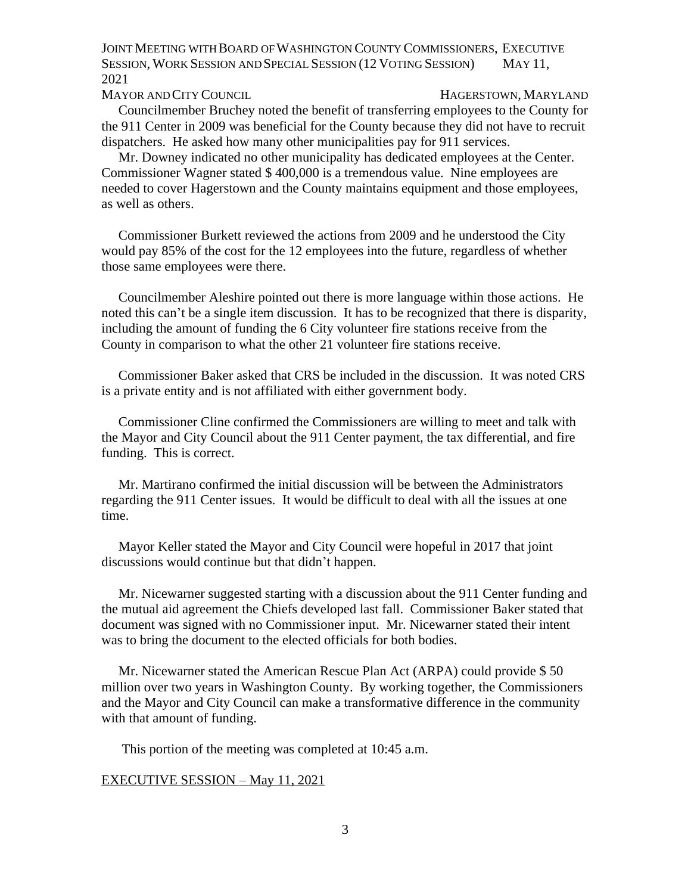Councilmember Bruchey noted the benefit of transferring employees to the County for the 911 Center in 2009 was beneficial for the County because they did not have to recruit dispatchers. He asked how many other municipalities pay for 911 services.

Mr. Downey indicated no other municipality has dedicated employees at the Center. Commissioner Wagner stated $ 400,000 is a tremendous value. Nine employees are needed to cover Hagerstown and the County maintains equipment and those employees, as well as others.

Commissioner Burkett reviewed the actions from 2009 and he understood the City would pay 85% of the cost for the 12 employees into the future, regardless of whether those same employees were there.

Councilmember Aleshire pointed out there is more language within those actions. He noted this can't be a single item discussion. It has to be recognized that there is disparity, including the amount of funding the 6 City volunteer fire stations receive from the County in comparison to what the other 21 volunteer fire stations receive.

Commissioner Baker asked that CRS be included in the discussion. It was noted CRS is a private entity and is not affiliated with either government body.

Commissioner Cline confirmed the Commissioners are willing to meet and talk with the Mayor and City Council about the 911 Center payment, the tax differential, and fire funding. This is correct.

Mr. Martirano confirmed the initial discussion will be between the Administrators regarding the 911 Center issues. It would be difficult to deal with all the issues at one time.

Mayor Keller stated the Mayor and City Council were hopeful in 2017 that joint discussions would continue but that didn't happen.

Mr. Nicewarner suggested starting with a discussion about the 911 Center funding and the mutual aid agreement the Chiefs developed last fall. Commissioner Baker stated that document was signed with no Commissioner input. Mr. Nicewarner stated their intent was to bring the document to the elected officials for both bodies.

Mr. Nicewarner stated the American Rescue Plan Act (ARPA) could provide $ 50 million over two years in Washington County. By working together, the Commissioners and the Mayor and City Council can make a transformative difference in the community with that amount of funding.

This portion of the meeting was completed at 10:45 a.m.

EXECUTIVE SESSION – May 11, 2021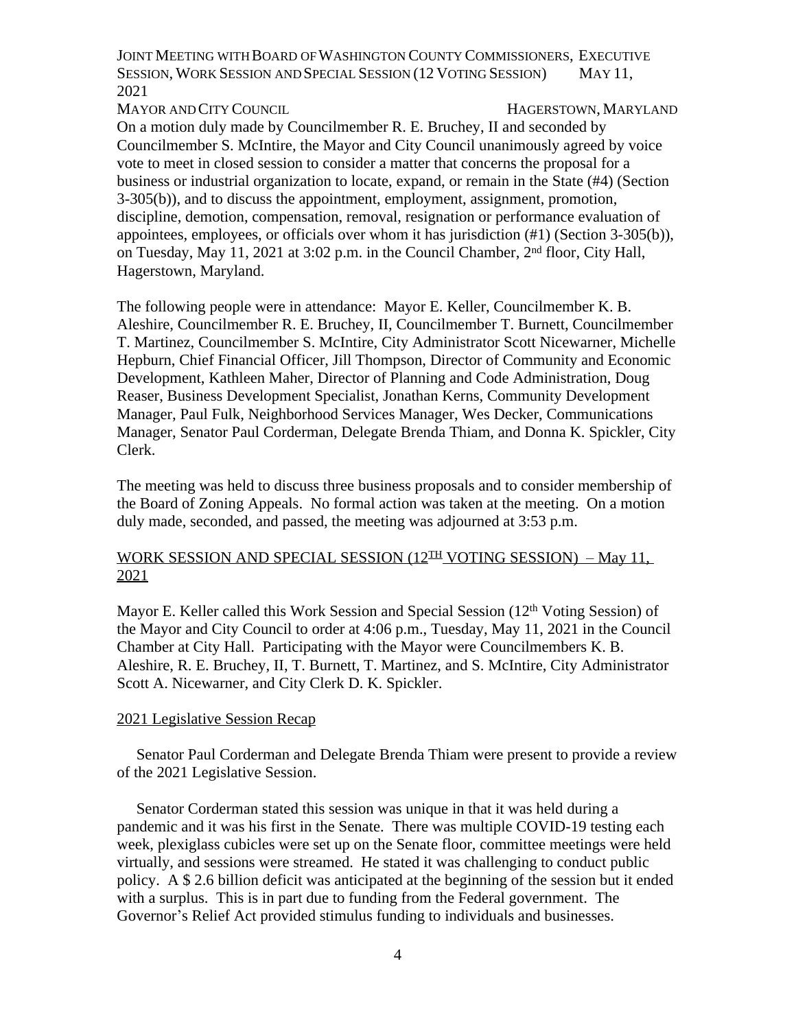On a motion duly made by Councilmember R. E. Bruchey, II and seconded by Councilmember S. McIntire, the Mayor and City Council unanimously agreed by voice vote to meet in closed session to consider a matter that concerns the proposal for a business or industrial organization to locate, expand, or remain in the State (#4) (Section 3-305(b)), and to discuss the appointment, employment, assignment, promotion, discipline, demotion, compensation, removal, resignation or performance evaluation of appointees, employees, or officials over whom it has jurisdiction (#1) (Section 3-305(b)), on Tuesday, May 11, 2021 at 3:02 p.m. in the Council Chamber, 2nd floor, City Hall, Hagerstown, Maryland.

The following people were in attendance: Mayor E. Keller, Councilmember K. B. Aleshire, Councilmember R. E. Bruchey, II, Councilmember T. Burnett, Councilmember T. Martinez, Councilmember S. McIntire, City Administrator Scott Nicewarner, Michelle Hepburn, Chief Financial Officer, Jill Thompson, Director of Community and Economic Development, Kathleen Maher, Director of Planning and Code Administration, Doug Reaser, Business Development Specialist, Jonathan Kerns, Community Development Manager, Paul Fulk, Neighborhood Services Manager, Wes Decker, Communications Manager, Senator Paul Corderman, Delegate Brenda Thiam, and Donna K. Spickler, City Clerk.

The meeting was held to discuss three business proposals and to consider membership of the Board of Zoning Appeals. No formal action was taken at the meeting. On a motion duly made, seconded, and passed, the meeting was adjourned at 3:53 p.m.

## WORK SESSION AND SPECIAL SESSION (12TH VOTING SESSION) – May 11, 2021

Mayor E. Keller called this Work Session and Special Session (12th Voting Session) of the Mayor and City Council to order at 4:06 p.m., Tuesday, May 11, 2021 in the Council Chamber at City Hall. Participating with the Mayor were Councilmembers K. B. Aleshire, R. E. Bruchey, II, T. Burnett, T. Martinez, and S. McIntire, City Administrator Scott A. Nicewarner, and City Clerk D. K. Spickler.

### 2021 Legislative Session Recap

Senator Paul Corderman and Delegate Brenda Thiam were present to provide a review of the 2021 Legislative Session.

Senator Corderman stated this session was unique in that it was held during a pandemic and it was his first in the Senate. There was multiple COVID-19 testing each week, plexiglass cubicles were set up on the Senate floor, committee meetings were held virtually, and sessions were streamed. He stated it was challenging to conduct public policy. A $ 2.6 billion deficit was anticipated at the beginning of the session but it ended with a surplus. This is in part due to funding from the Federal government. The Governor's Relief Act provided stimulus funding to individuals and businesses.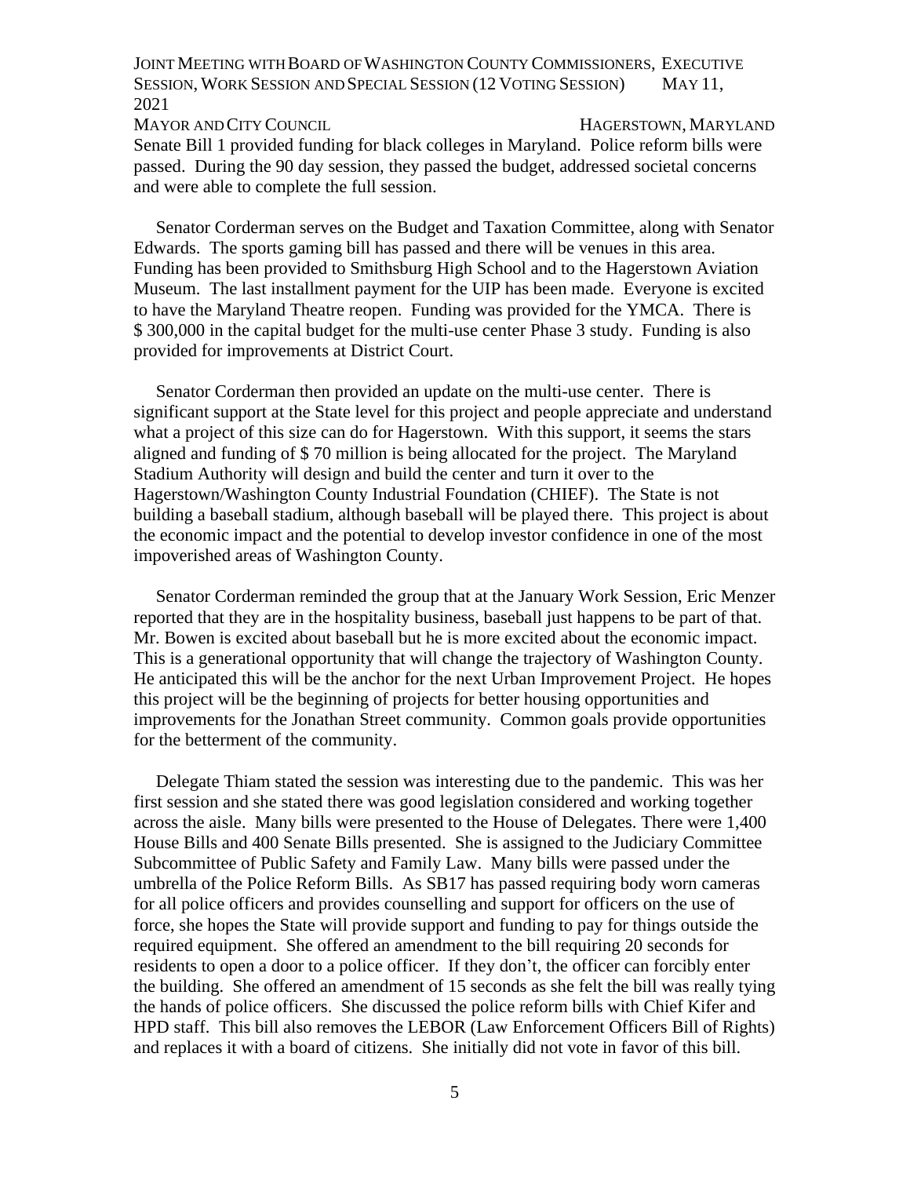Senate Bill 1 provided funding for black colleges in Maryland. Police reform bills were passed. During the 90 day session, they passed the budget, addressed societal concerns and were able to complete the full session.

Senator Corderman serves on the Budget and Taxation Committee, along with Senator Edwards. The sports gaming bill has passed and there will be venues in this area. Funding has been provided to Smithsburg High School and to the Hagerstown Aviation Museum. The last installment payment for the UIP has been made. Everyone is excited to have the Maryland Theatre reopen. Funding was provided for the YMCA. There is $ 300,000 in the capital budget for the multi-use center Phase 3 study. Funding is also provided for improvements at District Court.

Senator Corderman then provided an update on the multi-use center. There is significant support at the State level for this project and people appreciate and understand what a project of this size can do for Hagerstown. With this support, it seems the stars aligned and funding of $ 70 million is being allocated for the project. The Maryland Stadium Authority will design and build the center and turn it over to the Hagerstown/Washington County Industrial Foundation (CHIEF). The State is not building a baseball stadium, although baseball will be played there. This project is about the economic impact and the potential to develop investor confidence in one of the most impoverished areas of Washington County.

Senator Corderman reminded the group that at the January Work Session, Eric Menzer reported that they are in the hospitality business, baseball just happens to be part of that. Mr. Bowen is excited about baseball but he is more excited about the economic impact. This is a generational opportunity that will change the trajectory of Washington County. He anticipated this will be the anchor for the next Urban Improvement Project. He hopes this project will be the beginning of projects for better housing opportunities and improvements for the Jonathan Street community. Common goals provide opportunities for the betterment of the community.

Delegate Thiam stated the session was interesting due to the pandemic. This was her first session and she stated there was good legislation considered and working together across the aisle. Many bills were presented to the House of Delegates. There were 1,400 House Bills and 400 Senate Bills presented. She is assigned to the Judiciary Committee Subcommittee of Public Safety and Family Law. Many bills were passed under the umbrella of the Police Reform Bills. As SB17 has passed requiring body worn cameras for all police officers and provides counselling and support for officers on the use of force, she hopes the State will provide support and funding to pay for things outside the required equipment. She offered an amendment to the bill requiring 20 seconds for residents to open a door to a police officer. If they don't, the officer can forcibly enter the building. She offered an amendment of 15 seconds as she felt the bill was really tying the hands of police officers. She discussed the police reform bills with Chief Kifer and HPD staff. This bill also removes the LEBOR (Law Enforcement Officers Bill of Rights) and replaces it with a board of citizens. She initially did not vote in favor of this bill.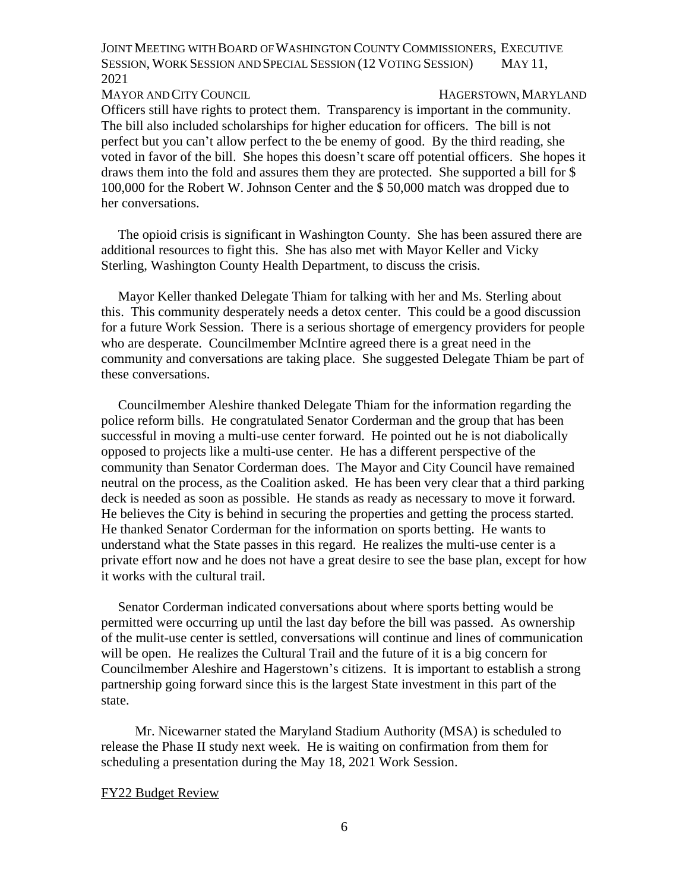Officers still have rights to protect them. Transparency is important in the community. The bill also included scholarships for higher education for officers. The bill is not perfect but you can't allow perfect to the be enemy of good. By the third reading, she voted in favor of the bill. She hopes this doesn't scare off potential officers. She hopes it draws them into the fold and assures them they are protected. She supported a bill for $ 100,000 for the Robert W. Johnson Center and the $ 50,000 match was dropped due to her conversations.

The opioid crisis is significant in Washington County. She has been assured there are additional resources to fight this. She has also met with Mayor Keller and Vicky Sterling, Washington County Health Department, to discuss the crisis.

Mayor Keller thanked Delegate Thiam for talking with her and Ms. Sterling about this. This community desperately needs a detox center. This could be a good discussion for a future Work Session. There is a serious shortage of emergency providers for people who are desperate. Councilmember McIntire agreed there is a great need in the community and conversations are taking place. She suggested Delegate Thiam be part of these conversations.

Councilmember Aleshire thanked Delegate Thiam for the information regarding the police reform bills. He congratulated Senator Corderman and the group that has been successful in moving a multi-use center forward. He pointed out he is not diabolically opposed to projects like a multi-use center. He has a different perspective of the community than Senator Corderman does. The Mayor and City Council have remained neutral on the process, as the Coalition asked. He has been very clear that a third parking deck is needed as soon as possible. He stands as ready as necessary to move it forward. He believes the City is behind in securing the properties and getting the process started. He thanked Senator Corderman for the information on sports betting. He wants to understand what the State passes in this regard. He realizes the multi-use center is a private effort now and he does not have a great desire to see the base plan, except for how it works with the cultural trail.

Senator Corderman indicated conversations about where sports betting would be permitted were occurring up until the last day before the bill was passed. As ownership of the mulit-use center is settled, conversations will continue and lines of communication will be open. He realizes the Cultural Trail and the future of it is a big concern for Councilmember Aleshire and Hagerstown's citizens. It is important to establish a strong partnership going forward since this is the largest State investment in this part of the state.

Mr. Nicewarner stated the Maryland Stadium Authority (MSA) is scheduled to release the Phase II study next week. He is waiting on confirmation from them for scheduling a presentation during the May 18, 2021 Work Session.

FY22 Budget Review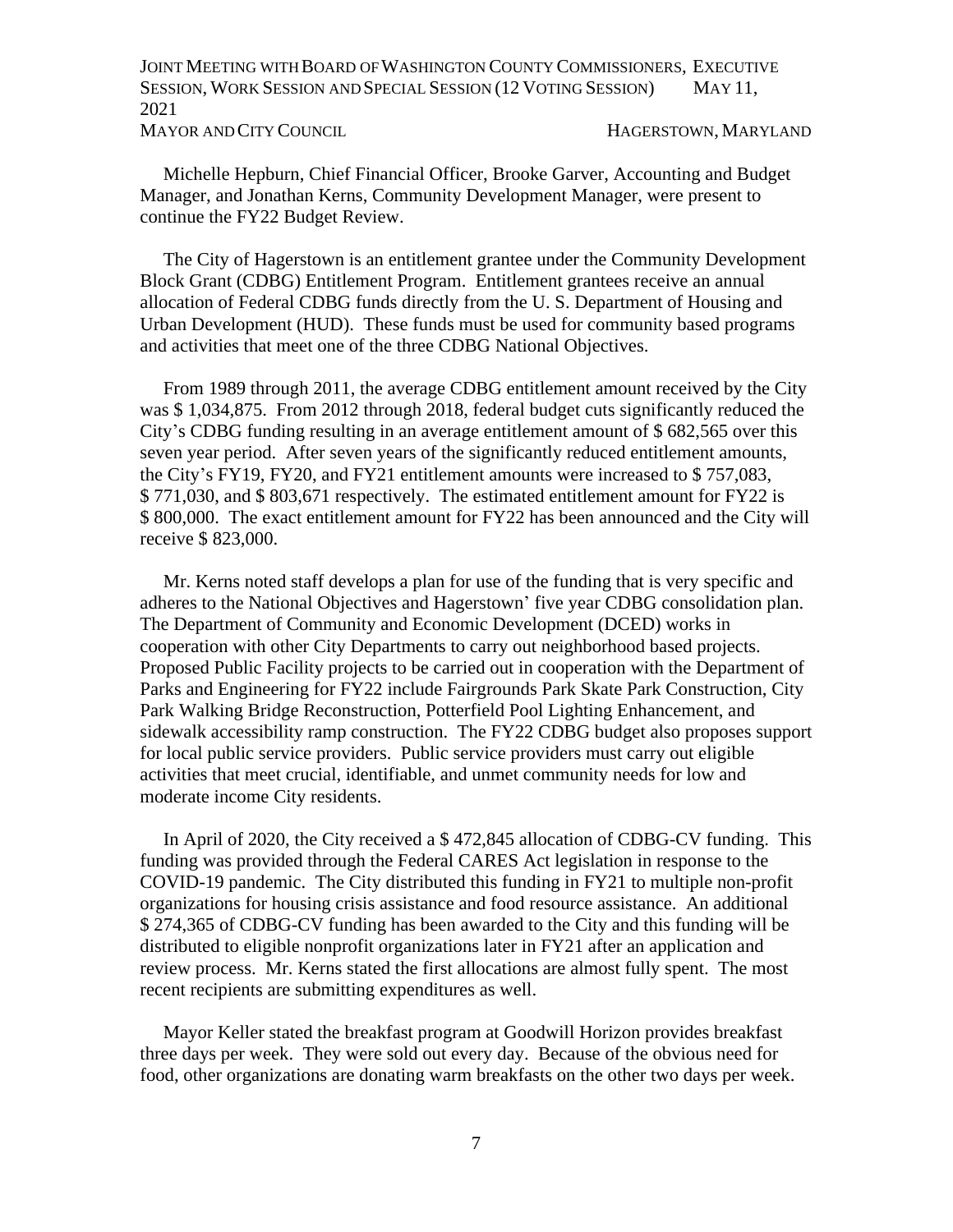Michelle Hepburn, Chief Financial Officer, Brooke Garver, Accounting and Budget Manager, and Jonathan Kerns, Community Development Manager, were present to continue the FY22 Budget Review.

The City of Hagerstown is an entitlement grantee under the Community Development Block Grant (CDBG) Entitlement Program. Entitlement grantees receive an annual allocation of Federal CDBG funds directly from the U. S. Department of Housing and Urban Development (HUD). These funds must be used for community based programs and activities that meet one of the three CDBG National Objectives.

From 1989 through 2011, the average CDBG entitlement amount received by the City was $ 1,034,875. From 2012 through 2018, federal budget cuts significantly reduced the City's CDBG funding resulting in an average entitlement amount of $ 682,565 over this seven year period. After seven years of the significantly reduced entitlement amounts, the City's FY19, FY20, and FY21 entitlement amounts were increased to $ 757,083, $ 771,030, and $ 803,671 respectively. The estimated entitlement amount for FY22 is $ 800,000. The exact entitlement amount for FY22 has been announced and the City will receive $ 823,000.

Mr. Kerns noted staff develops a plan for use of the funding that is very specific and adheres to the National Objectives and Hagerstown' five year CDBG consolidation plan. The Department of Community and Economic Development (DCED) works in cooperation with other City Departments to carry out neighborhood based projects. Proposed Public Facility projects to be carried out in cooperation with the Department of Parks and Engineering for FY22 include Fairgrounds Park Skate Park Construction, City Park Walking Bridge Reconstruction, Potterfield Pool Lighting Enhancement, and sidewalk accessibility ramp construction. The FY22 CDBG budget also proposes support for local public service providers. Public service providers must carry out eligible activities that meet crucial, identifiable, and unmet community needs for low and moderate income City residents.

In April of 2020, the City received a $ 472,845 allocation of CDBG-CV funding. This funding was provided through the Federal CARES Act legislation in response to the COVID-19 pandemic. The City distributed this funding in FY21 to multiple non-profit organizations for housing crisis assistance and food resource assistance. An additional $ 274,365 of CDBG-CV funding has been awarded to the City and this funding will be distributed to eligible nonprofit organizations later in FY21 after an application and review process. Mr. Kerns stated the first allocations are almost fully spent. The most recent recipients are submitting expenditures as well.

Mayor Keller stated the breakfast program at Goodwill Horizon provides breakfast three days per week. They were sold out every day. Because of the obvious need for food, other organizations are donating warm breakfasts on the other two days per week.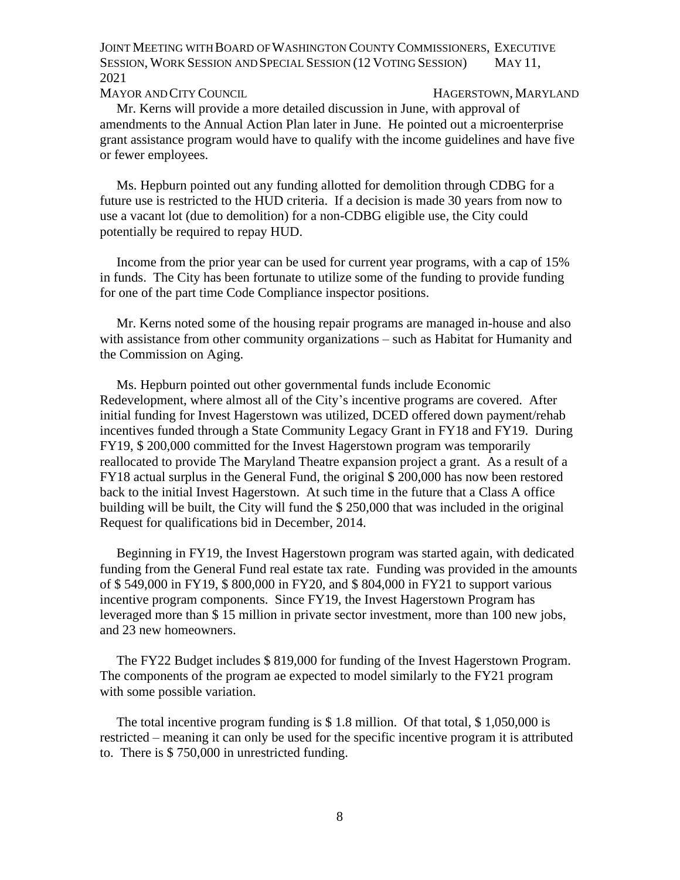Mr. Kerns will provide a more detailed discussion in June, with approval of amendments to the Annual Action Plan later in June. He pointed out a microenterprise grant assistance program would have to qualify with the income guidelines and have five or fewer employees.

Ms. Hepburn pointed out any funding allotted for demolition through CDBG for a future use is restricted to the HUD criteria. If a decision is made 30 years from now to use a vacant lot (due to demolition) for a non-CDBG eligible use, the City could potentially be required to repay HUD.

Income from the prior year can be used for current year programs, with a cap of 15% in funds. The City has been fortunate to utilize some of the funding to provide funding for one of the part time Code Compliance inspector positions.

Mr. Kerns noted some of the housing repair programs are managed in-house and also with assistance from other community organizations – such as Habitat for Humanity and the Commission on Aging.

Ms. Hepburn pointed out other governmental funds include Economic Redevelopment, where almost all of the City's incentive programs are covered. After initial funding for Invest Hagerstown was utilized, DCED offered down payment/rehab incentives funded through a State Community Legacy Grant in FY18 and FY19. During FY19, $ 200,000 committed for the Invest Hagerstown program was temporarily reallocated to provide The Maryland Theatre expansion project a grant. As a result of a FY18 actual surplus in the General Fund, the original $ 200,000 has now been restored back to the initial Invest Hagerstown. At such time in the future that a Class A office building will be built, the City will fund the $ 250,000 that was included in the original Request for qualifications bid in December, 2014.

Beginning in FY19, the Invest Hagerstown program was started again, with dedicated funding from the General Fund real estate tax rate. Funding was provided in the amounts of $ 549,000 in FY19, $ 800,000 in FY20, and $ 804,000 in FY21 to support various incentive program components. Since FY19, the Invest Hagerstown Program has leveraged more than $ 15 million in private sector investment, more than 100 new jobs, and 23 new homeowners.

The FY22 Budget includes $ 819,000 for funding of the Invest Hagerstown Program. The components of the program ae expected to model similarly to the FY21 program with some possible variation.

The total incentive program funding is $ 1.8 million. Of that total, $ 1,050,000 is restricted – meaning it can only be used for the specific incentive program it is attributed to. There is $ 750,000 in unrestricted funding.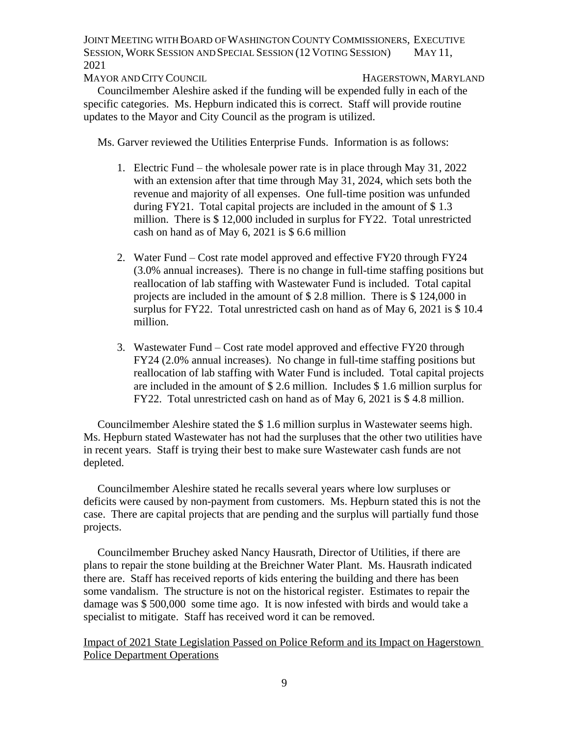Councilmember Aleshire asked if the funding will be expended fully in each of the specific categories. Ms. Hepburn indicated this is correct. Staff will provide routine updates to the Mayor and City Council as the program is utilized.

Ms. Garver reviewed the Utilities Enterprise Funds. Information is as follows:

1. Electric Fund – the wholesale power rate is in place through May 31, 2022 with an extension after that time through May 31, 2024, which sets both the revenue and majority of all expenses. One full-time position was unfunded during FY21. Total capital projects are included in the amount of $ 1.3 million. There is $ 12,000 included in surplus for FY22. Total unrestricted cash on hand as of May 6, 2021 is $ 6.6 million

2. Water Fund – Cost rate model approved and effective FY20 through FY24 (3.0% annual increases). There is no change in full-time staffing positions but reallocation of lab staffing with Wastewater Fund is included. Total capital projects are included in the amount of $ 2.8 million. There is $ 124,000 in surplus for FY22. Total unrestricted cash on hand as of May 6, 2021 is $ 10.4 million.

3. Wastewater Fund – Cost rate model approved and effective FY20 through FY24 (2.0% annual increases). No change in full-time staffing positions but reallocation of lab staffing with Water Fund is included. Total capital projects are included in the amount of $ 2.6 million. Includes $ 1.6 million surplus for FY22. Total unrestricted cash on hand as of May 6, 2021 is $ 4.8 million.

Councilmember Aleshire stated the $ 1.6 million surplus in Wastewater seems high. Ms. Hepburn stated Wastewater has not had the surpluses that the other two utilities have in recent years. Staff is trying their best to make sure Wastewater cash funds are not depleted.

Councilmember Aleshire stated he recalls several years where low surpluses or deficits were caused by non-payment from customers. Ms. Hepburn stated this is not the case. There are capital projects that are pending and the surplus will partially fund those projects.

Councilmember Bruchey asked Nancy Hausrath, Director of Utilities, if there are plans to repair the stone building at the Breichner Water Plant. Ms. Hausrath indicated there are. Staff has received reports of kids entering the building and there has been some vandalism. The structure is not on the historical register. Estimates to repair the damage was $ 500,000 some time ago. It is now infested with birds and would take a specialist to mitigate. Staff has received word it can be removed.

<u>Impact of 2021 State Legislation Passed on Police Reform and its Impact on Hagerstown Police Department Operations</u>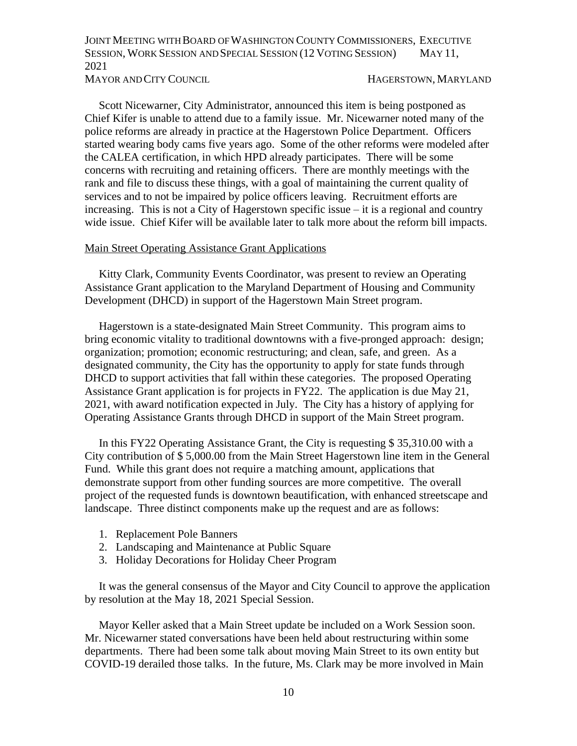Scott Nicewarner, City Administrator, announced this item is being postponed as Chief Kifer is unable to attend due to a family issue. Mr. Nicewarner noted many of the police reforms are already in practice at the Hagerstown Police Department. Officers started wearing body cams five years ago. Some of the other reforms were modeled after the CALEA certification, in which HPD already participates. There will be some concerns with recruiting and retaining officers. There are monthly meetings with the rank and file to discuss these things, with a goal of maintaining the current quality of services and to not be impaired by police officers leaving. Recruitment efforts are increasing. This is not a City of Hagerstown specific issue – it is a regional and country wide issue. Chief Kifer will be available later to talk more about the reform bill impacts.

Main Street Operating Assistance Grant Applications

Kitty Clark, Community Events Coordinator, was present to review an Operating Assistance Grant application to the Maryland Department of Housing and Community Development (DHCD) in support of the Hagerstown Main Street program.

Hagerstown is a state-designated Main Street Community. This program aims to bring economic vitality to traditional downtowns with a five-pronged approach: design; organization; promotion; economic restructuring; and clean, safe, and green. As a designated community, the City has the opportunity to apply for state funds through DHCD to support activities that fall within these categories. The proposed Operating Assistance Grant application is for projects in FY22. The application is due May 21, 2021, with award notification expected in July. The City has a history of applying for Operating Assistance Grants through DHCD in support of the Main Street program.

In this FY22 Operating Assistance Grant, the City is requesting $ 35,310.00 with a City contribution of $ 5,000.00 from the Main Street Hagerstown line item in the General Fund. While this grant does not require a matching amount, applications that demonstrate support from other funding sources are more competitive. The overall project of the requested funds is downtown beautification, with enhanced streetscape and landscape. Three distinct components make up the request and are as follows:

1. Replacement Pole Banners
2. Landscaping and Maintenance at Public Square
3. Holiday Decorations for Holiday Cheer Program

It was the general consensus of the Mayor and City Council to approve the application by resolution at the May 18, 2021 Special Session.

Mayor Keller asked that a Main Street update be included on a Work Session soon. Mr. Nicewarner stated conversations have been held about restructuring within some departments. There had been some talk about moving Main Street to its own entity but COVID-19 derailed those talks. In the future, Ms. Clark may be more involved in Main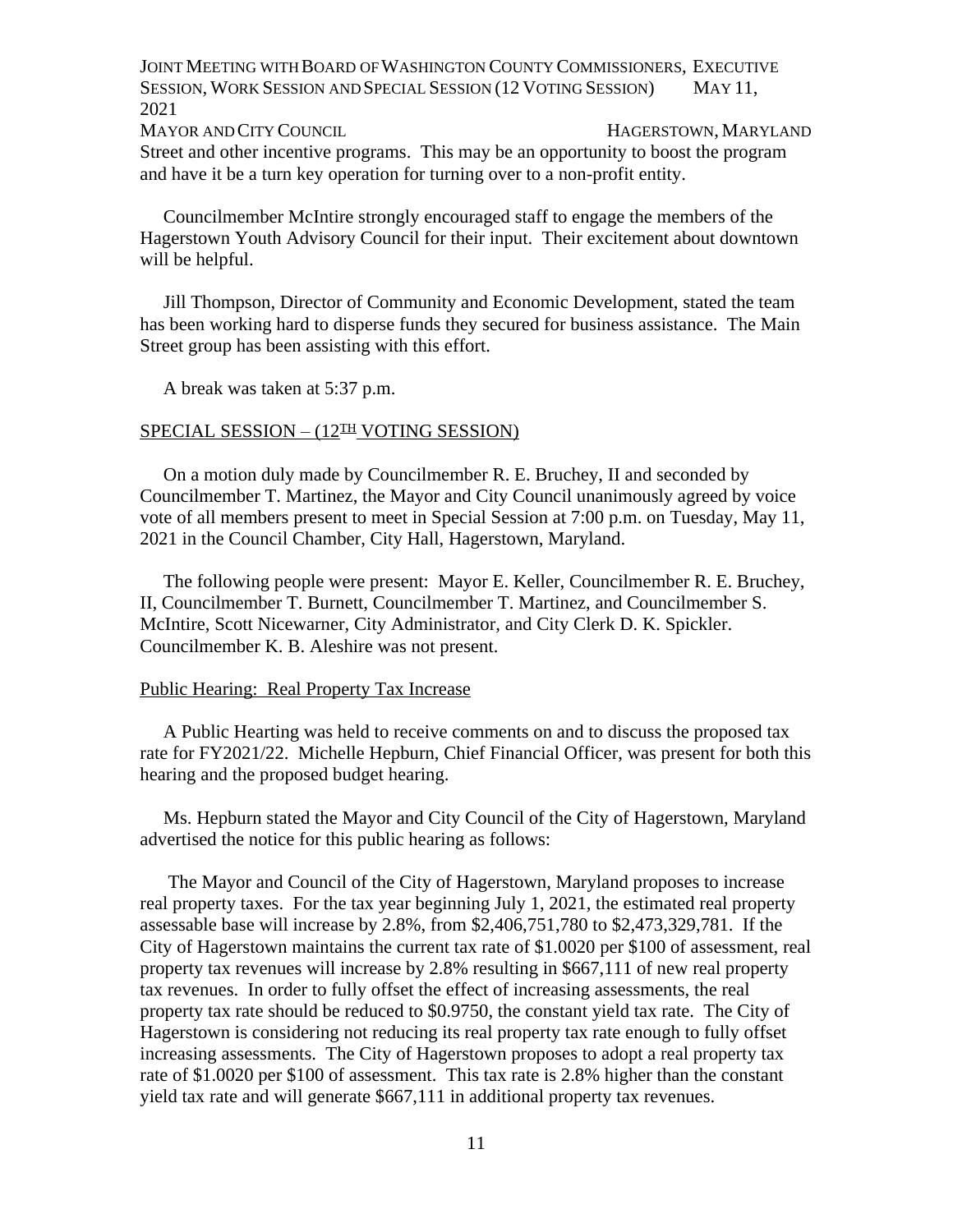Street and other incentive programs. This may be an opportunity to boost the program and have it be a turn key operation for turning over to a non-profit entity.

Councilmember McIntire strongly encouraged staff to engage the members of the Hagerstown Youth Advisory Council for their input. Their excitement about downtown will be helpful.

Jill Thompson, Director of Community and Economic Development, stated the team has been working hard to disperse funds they secured for business assistance. The Main Street group has been assisting with this effort.

A break was taken at 5:37 p.m.

## SPECIAL SESSION – (12TH VOTING SESSION)

On a motion duly made by Councilmember R. E. Bruchey, II and seconded by Councilmember T. Martinez, the Mayor and City Council unanimously agreed by voice vote of all members present to meet in Special Session at 7:00 p.m. on Tuesday, May 11, 2021 in the Council Chamber, City Hall, Hagerstown, Maryland.

The following people were present: Mayor E. Keller, Councilmember R. E. Bruchey, II, Councilmember T. Burnett, Councilmember T. Martinez, and Councilmember S. McIntire, Scott Nicewarner, City Administrator, and City Clerk D. K. Spickler. Councilmember K. B. Aleshire was not present.

### Public Hearing: Real Property Tax Increase

A Public Hearting was held to receive comments on and to discuss the proposed tax rate for FY2021/22. Michelle Hepburn, Chief Financial Officer, was present for both this hearing and the proposed budget hearing.

Ms. Hepburn stated the Mayor and City Council of the City of Hagerstown, Maryland advertised the notice for this public hearing as follows:

The Mayor and Council of the City of Hagerstown, Maryland proposes to increase real property taxes. For the tax year beginning July 1, 2021, the estimated real property assessable base will increase by 2.8%, from $2,406,751,780 to $2,473,329,781. If the City of Hagerstown maintains the current tax rate of $1.0020 per $100 of assessment, real property tax revenues will increase by 2.8% resulting in $667,111 of new real property tax revenues. In order to fully offset the effect of increasing assessments, the real property tax rate should be reduced to $0.9750, the constant yield tax rate. The City of Hagerstown is considering not reducing its real property tax rate enough to fully offset increasing assessments. The City of Hagerstown proposes to adopt a real property tax rate of $1.0020 per $100 of assessment. This tax rate is 2.8% higher than the constant yield tax rate and will generate $667,111 in additional property tax revenues.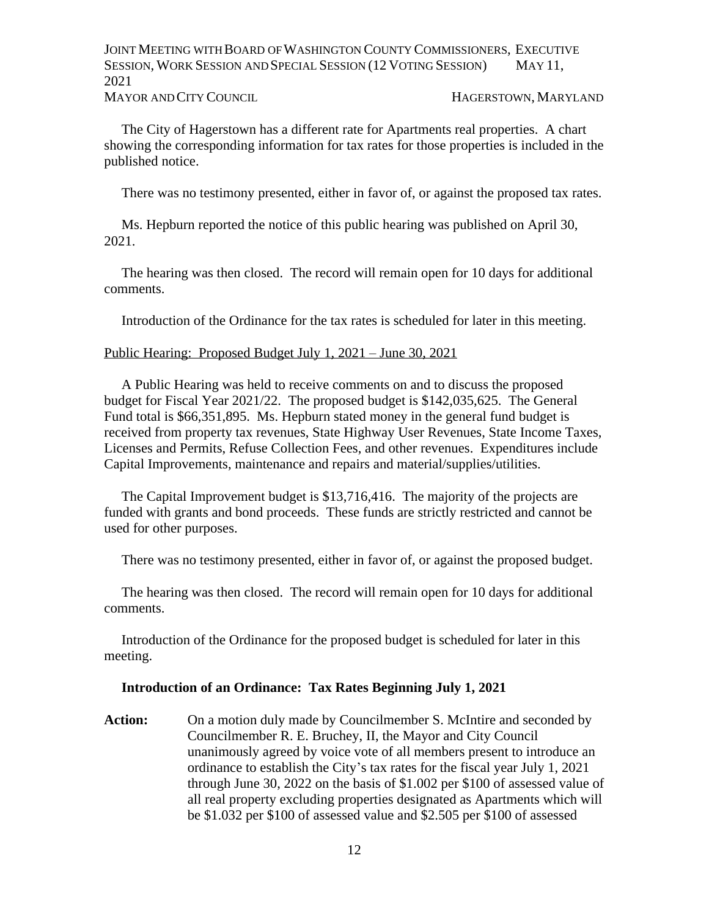The City of Hagerstown has a different rate for Apartments real properties. A chart showing the corresponding information for tax rates for those properties is included in the published notice.

There was no testimony presented, either in favor of, or against the proposed tax rates.

Ms. Hepburn reported the notice of this public hearing was published on April 30, 2021.

The hearing was then closed. The record will remain open for 10 days for additional comments.

Introduction of the Ordinance for the tax rates is scheduled for later in this meeting.

Public Hearing: Proposed Budget July 1, 2021 – June 30, 2021

A Public Hearing was held to receive comments on and to discuss the proposed budget for Fiscal Year 2021/22. The proposed budget is $142,035,625. The General Fund total is $66,351,895. Ms. Hepburn stated money in the general fund budget is received from property tax revenues, State Highway User Revenues, State Income Taxes, Licenses and Permits, Refuse Collection Fees, and other revenues. Expenditures include Capital Improvements, maintenance and repairs and material/supplies/utilities.

The Capital Improvement budget is $13,716,416. The majority of the projects are funded with grants and bond proceeds. These funds are strictly restricted and cannot be used for other purposes.

There was no testimony presented, either in favor of, or against the proposed budget.

The hearing was then closed. The record will remain open for 10 days for additional comments.

Introduction of the Ordinance for the proposed budget is scheduled for later in this meeting.

**Introduction of an Ordinance: Tax Rates Beginning July 1, 2021**

**Action:** On a motion duly made by Councilmember S. McIntire and seconded by Councilmember R. E. Bruchey, II, the Mayor and City Council unanimously agreed by voice vote of all members present to introduce an ordinance to establish the City's tax rates for the fiscal year July 1, 2021 through June 30, 2022 on the basis of $1.002 per $100 of assessed value of all real property excluding properties designated as Apartments which will be $1.032 per $100 of assessed value and $2.505 per $100 of assessed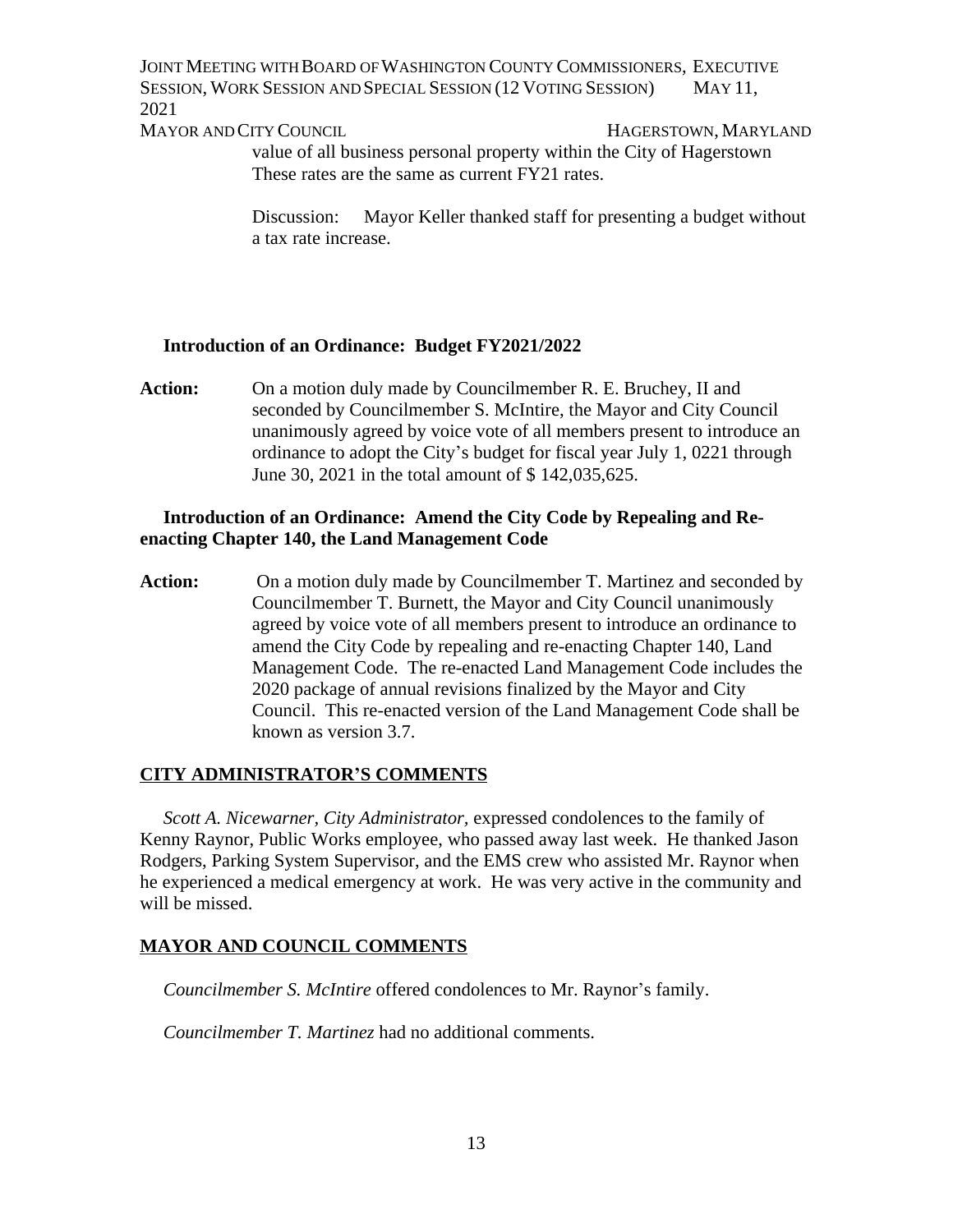value of all business personal property within the City of Hagerstown These rates are the same as current FY21 rates.

Discussion: Mayor Keller thanked staff for presenting a budget without a tax rate increase.

**Introduction of an Ordinance: Budget FY2021/2022**

**Action:** On a motion duly made by Councilmember R. E. Bruchey, II and seconded by Councilmember S. McIntire, the Mayor and City Council unanimously agreed by voice vote of all members present to introduce an ordinance to adopt the City's budget for fiscal year July 1, 0221 through June 30, 2021 in the total amount of $ 142,035,625.

**Introduction of an Ordinance: Amend the City Code by Repealing and Re-enacting Chapter 140, the Land Management Code**

**Action:** On a motion duly made by Councilmember T. Martinez and seconded by Councilmember T. Burnett, the Mayor and City Council unanimously agreed by voice vote of all members present to introduce an ordinance to amend the City Code by repealing and re-enacting Chapter 140, Land Management Code. The re-enacted Land Management Code includes the 2020 package of annual revisions finalized by the Mayor and City Council. This re-enacted version of the Land Management Code shall be known as version 3.7.

## CITY ADMINISTRATOR'S COMMENTS

*Scott A. Nicewarner, City Administrator,* expressed condolences to the family of Kenny Raynor, Public Works employee, who passed away last week. He thanked Jason Rodgers, Parking System Supervisor, and the EMS crew who assisted Mr. Raynor when he experienced a medical emergency at work. He was very active in the community and will be missed.

## MAYOR AND COUNCIL COMMENTS

*Councilmember S. McIntire* offered condolences to Mr. Raynor's family.

*Councilmember T. Martinez* had no additional comments.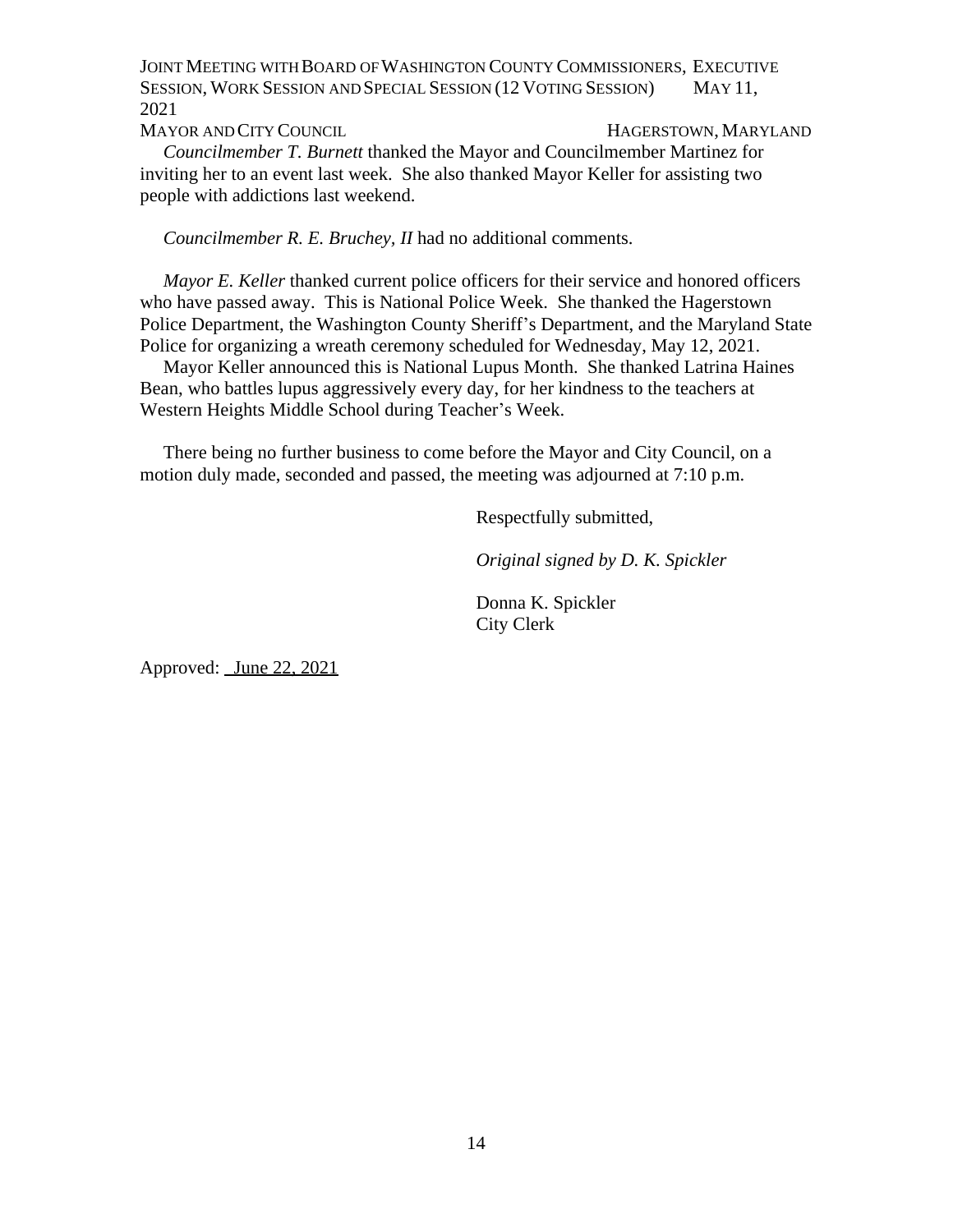*Councilmember T. Burnett* thanked the Mayor and Councilmember Martinez for inviting her to an event last week. She also thanked Mayor Keller for assisting two people with addictions last weekend.

*Councilmember R. E. Bruchey, II* had no additional comments.

*Mayor E. Keller* thanked current police officers for their service and honored officers who have passed away. This is National Police Week. She thanked the Hagerstown Police Department, the Washington County Sheriff's Department, and the Maryland State Police for organizing a wreath ceremony scheduled for Wednesday, May 12, 2021.

Mayor Keller announced this is National Lupus Month. She thanked Latrina Haines Bean, who battles lupus aggressively every day, for her kindness to the teachers at Western Heights Middle School during Teacher's Week.

There being no further business to come before the Mayor and City Council, on a motion duly made, seconded and passed, the meeting was adjourned at 7:10 p.m.

Respectfully submitted,

*Original signed by D. K. Spickler*

Donna K. Spickler
City Clerk

Approved: June 22, 2021